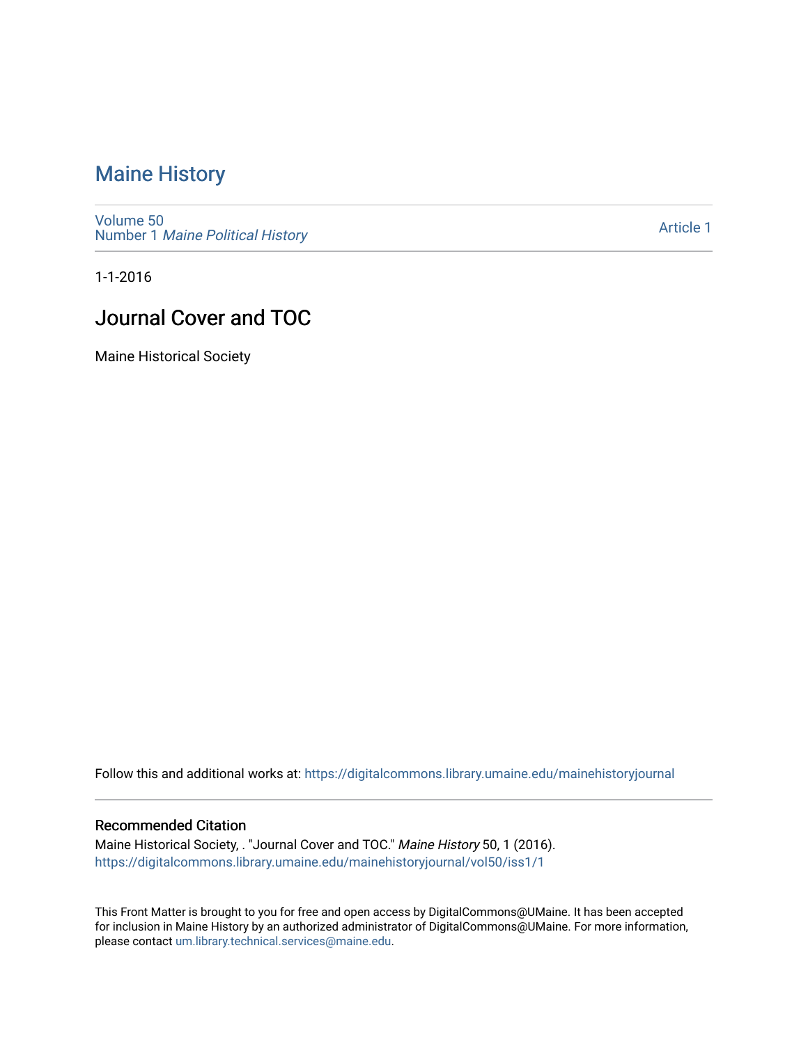# Maine History

Volume 50
Number 1 *Maine Political History*

Article 1

1-1-2016

## Journal Cover and TOC

Maine Historical Society

Follow this and additional works at: https://digitalcommons.library.umaine.edu/mainehistoryjournal

### Recommended Citation

Maine Historical Society, . "Journal Cover and TOC." *Maine History* 50, 1 (2016).
https://digitalcommons.library.umaine.edu/mainehistoryjournal/vol50/iss1/1

This Front Matter is brought to you for free and open access by DigitalCommons@UMaine. It has been accepted for inclusion in Maine History by an authorized administrator of DigitalCommons@UMaine. For more information, please contact um.library.technical.services@maine.edu.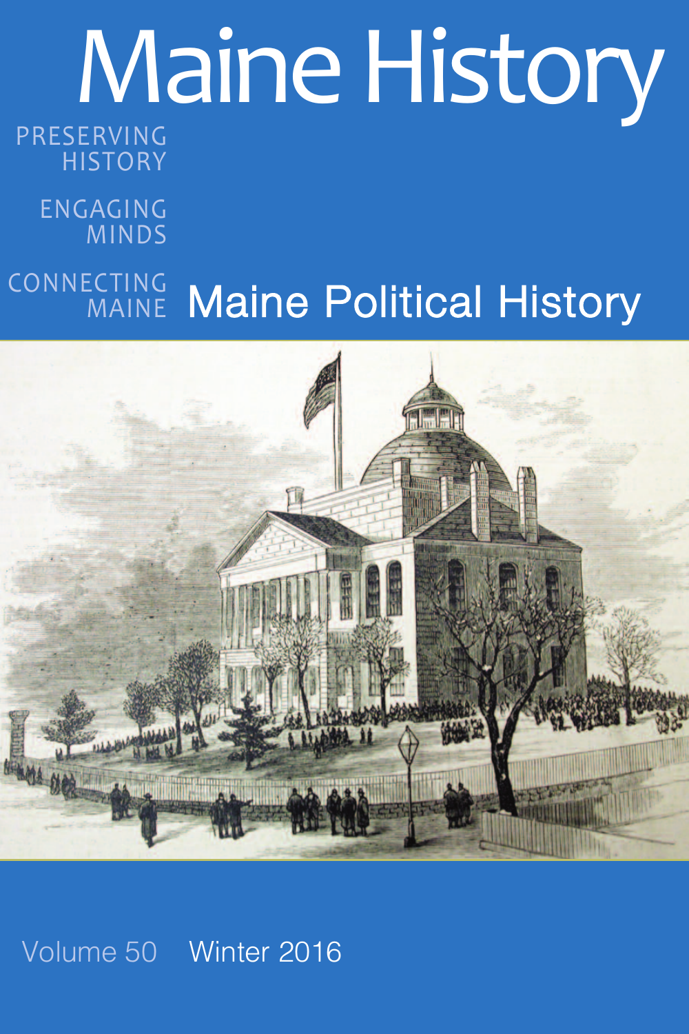# Maine History

PRESERVING HISTORY

ENGAGING MINDS

CONNECTING MAINE

## Maine Political History

Volume 50 Winter 2016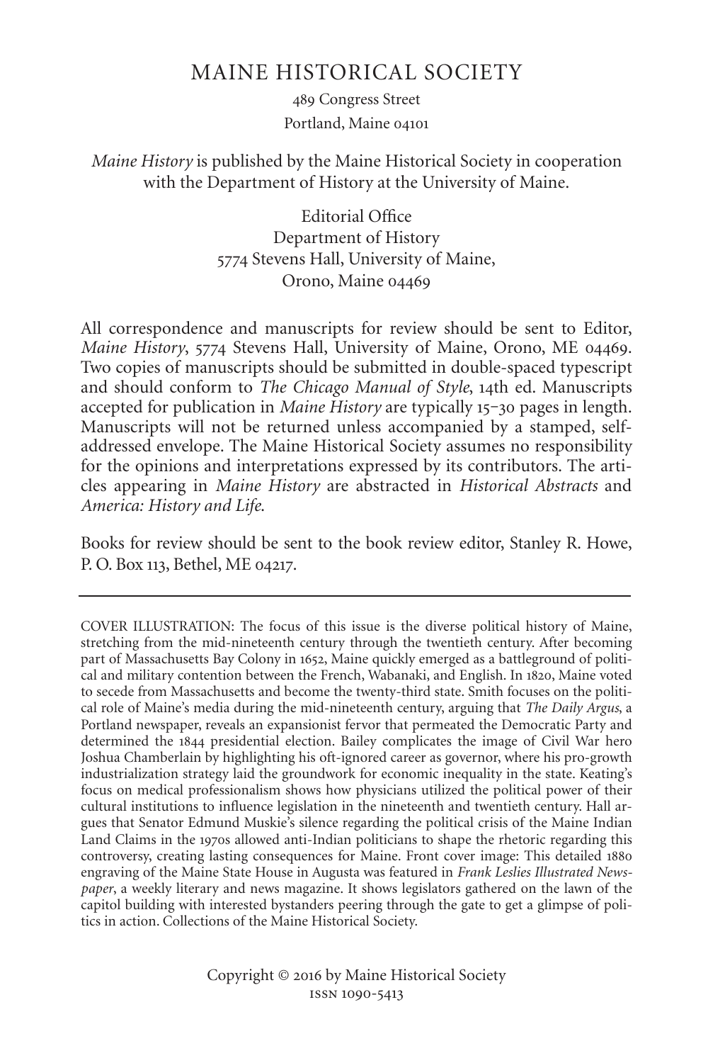# MAINE HISTORICAL SOCIETY

489 Congress Street
Portland, Maine 04101

*Maine History* is published by the Maine Historical Society in cooperation with the Department of History at the University of Maine.

Editorial Office
Department of History
5774 Stevens Hall, University of Maine,
Orono, Maine 04469

All correspondence and manuscripts for review should be sent to Editor, *Maine History*, 5774 Stevens Hall, University of Maine, Orono, ME 04469. Two copies of manuscripts should be submitted in double-spaced typescript and should conform to *The Chicago Manual of Style*, 14th ed. Manuscripts accepted for publication in *Maine History* are typically 15–30 pages in length. Manuscripts will not be returned unless accompanied by a stamped, self-addressed envelope. The Maine Historical Society assumes no responsibility for the opinions and interpretations expressed by its contributors. The articles appearing in *Maine History* are abstracted in *Historical Abstracts* and *America: History and Life*.

Books for review should be sent to the book review editor, Stanley R. Howe, P. O. Box 113, Bethel, ME 04217.

---

COVER ILLUSTRATION: The focus of this issue is the diverse political history of Maine, stretching from the mid-nineteenth century through the twentieth century. After becoming part of Massachusetts Bay Colony in 1652, Maine quickly emerged as a battleground of political and military contention between the French, Wabanaki, and English. In 1820, Maine voted to secede from Massachusetts and become the twenty-third state. Smith focuses on the political role of Maine's media during the mid-nineteenth century, arguing that *The Daily Argus*, a Portland newspaper, reveals an expansionist fervor that permeated the Democratic Party and determined the 1844 presidential election. Bailey complicates the image of Civil War hero Joshua Chamberlain by highlighting his oft-ignored career as governor, where his pro-growth industrialization strategy laid the groundwork for economic inequality in the state. Keating's focus on medical professionalism shows how physicians utilized the political power of their cultural institutions to influence legislation in the nineteenth and twentieth century. Hall argues that Senator Edmund Muskie's silence regarding the political crisis of the Maine Indian Land Claims in the 1970s allowed anti-Indian politicians to shape the rhetoric regarding this controversy, creating lasting consequences for Maine. Front cover image: This detailed 1880 engraving of the Maine State House in Augusta was featured in *Frank Leslies Illustrated Newspaper*, a weekly literary and news magazine. It shows legislators gathered on the lawn of the capitol building with interested bystanders peering through the gate to get a glimpse of politics in action. Collections of the Maine Historical Society.

Copyright © 2016 by Maine Historical Society
ISSN 1090-5413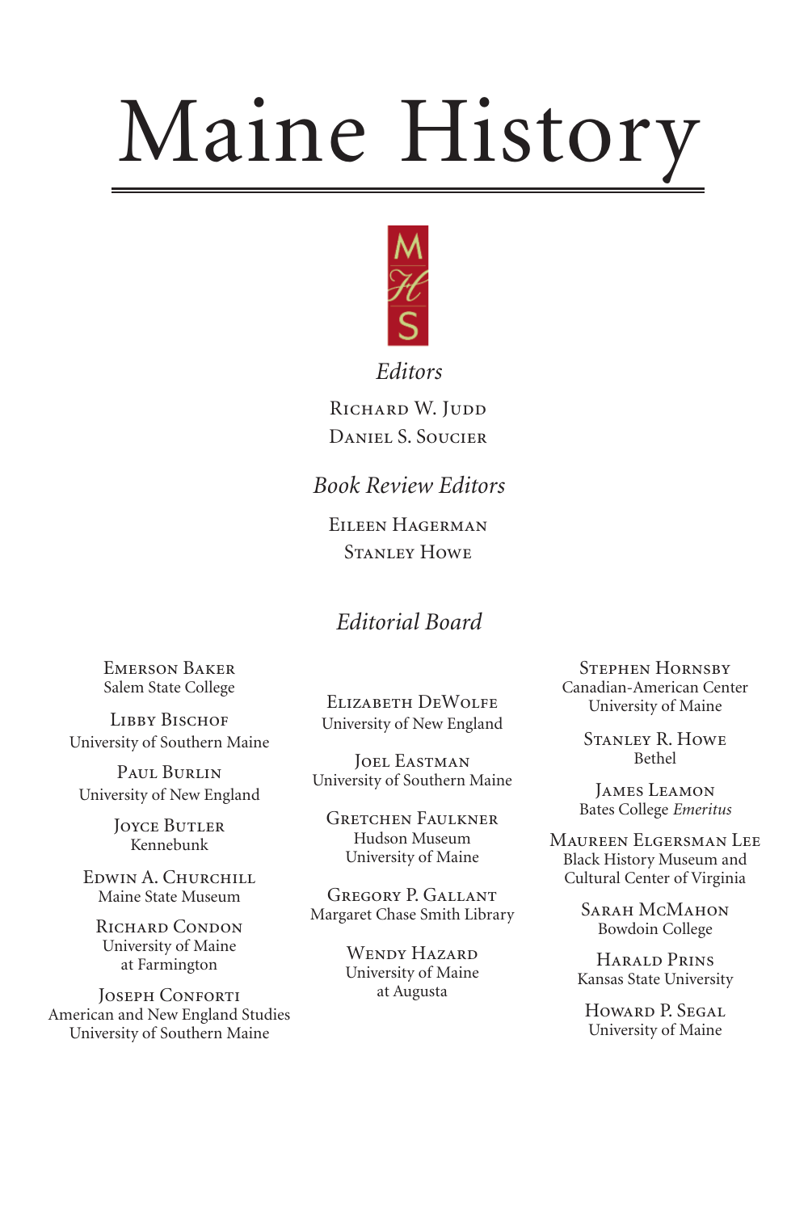# Maine History

MHS

*Editors*

Richard W. Judd
Daniel S. Soucier

*Book Review Editors*

Eileen Hagerman
Stanley Howe

## *Editorial Board*

Emerson Baker
Salem State College

Libby Bischof
University of Southern Maine

Paul Burlin
University of New England

Joyce Butler
Kennebunk

Edwin A. Churchill
Maine State Museum

Richard Condon
University of Maine
at Farmington

Joseph Conforti
American and New England Studies
University of Southern Maine

Elizabeth DeWolfe
University of New England

Joel Eastman
University of Southern Maine

Gretchen Faulkner
Hudson Museum
University of Maine

Gregory P. Gallant
Margaret Chase Smith Library

Wendy Hazard
University of Maine
at Augusta

Stephen Hornsby
Canadian-American Center
University of Maine

Stanley R. Howe
Bethel

James Leamon
Bates College *Emeritus*

Maureen Elgersman Lee
Black History Museum and
Cultural Center of Virginia

Sarah McMahon
Bowdoin College

Harald Prins
Kansas State University

Howard P. Segal
University of Maine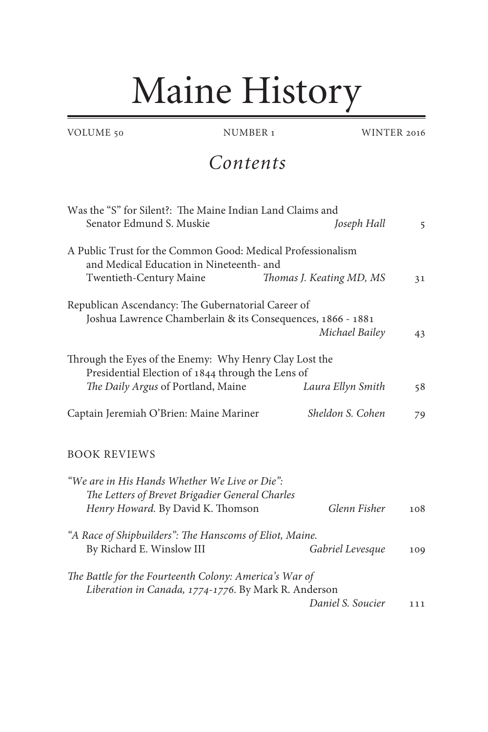# Maine History

VOLUME 50 NUMBER 1 WINTER 2016

## *Contents*

Was the "S" for Silent?: The Maine Indian Land Claims and Senator Edmund S. Muskie *Joseph Hall* 5

A Public Trust for the Common Good: Medical Professionalism and Medical Education in Nineteenth- and Twentieth-Century Maine *Thomas J. Keating MD, MS* 31

Republican Ascendancy: The Gubernatorial Career of Joshua Lawrence Chamberlain & its Consequences, 1866 - 1881 *Michael Bailey* 43

Through the Eyes of the Enemy: Why Henry Clay Lost the Presidential Election of 1844 through the Lens of *The Daily Argus* of Portland, Maine *Laura Ellyn Smith* 58

Captain Jeremiah O'Brien: Maine Mariner *Sheldon S. Cohen* 79

### BOOK REVIEWS

*"We are in His Hands Whether We Live or Die": The Letters of Brevet Brigadier General Charles Henry Howard.* By David K. Thomson *Glenn Fisher* 108

*"A Race of Shipbuilders": The Hanscoms of Eliot, Maine.* By Richard E. Winslow III *Gabriel Levesque* 109

*The Battle for the Fourteenth Colony: America's War of Liberation in Canada, 1774-1776.* By Mark R. Anderson *Daniel S. Soucier* 111